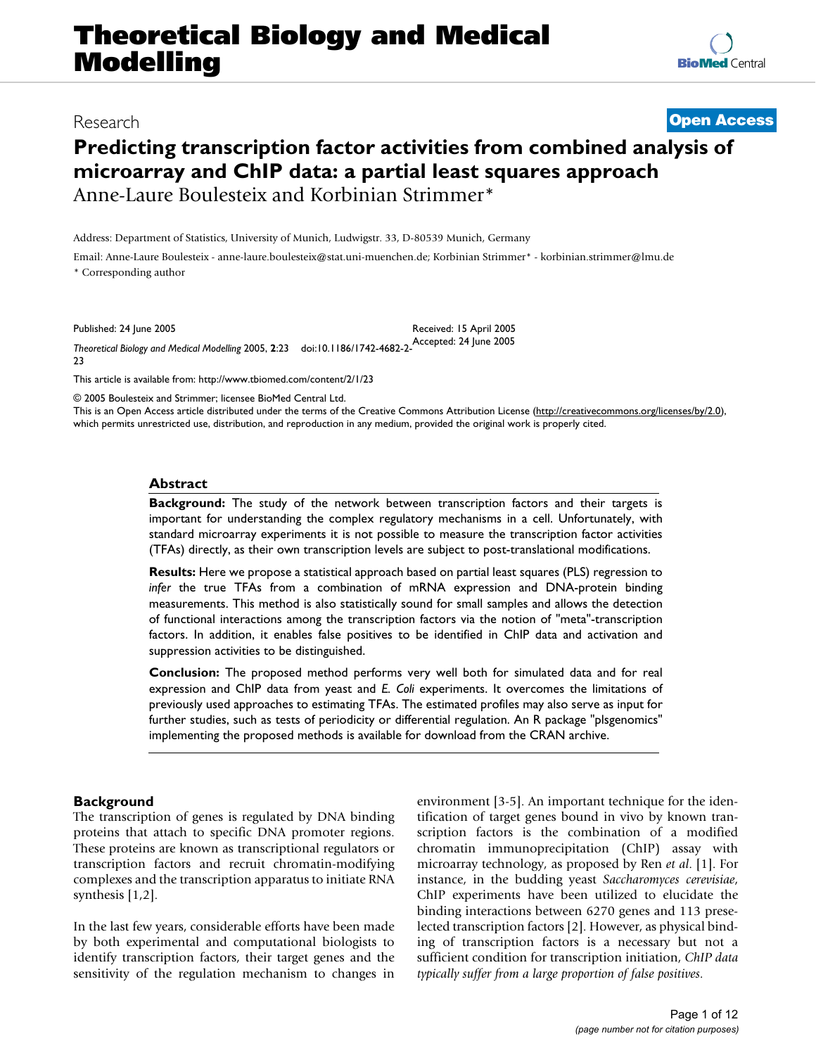# Theoretical Biology and Medical Modelling

Research

**Open Access**

## Predicting transcription factor activities from combined analysis of microarray and ChIP data: a partial least squares approach

Anne-Laure Boulesteix and Korbinian Strimmer*

Address: Department of Statistics, University of Munich, Ludwigstr. 33, D-80539 Munich, Germany

Email: Anne-Laure Boulesteix - anne-laure.boulesteix@stat.uni-muenchen.de; Korbinian Strimmer* - korbinian.strimmer@lmu.de

* Corresponding author

Published: 24 June 2005

*Theoretical Biology and Medical Modelling* 2005, **2**:23 doi:10.1186/1742-4682-2-23

Received: 15 April 2005
Accepted: 24 June 2005

This article is available from: http://www.tbiomed.com/content/2/1/23

© 2005 Boulesteix and Strimmer; licensee BioMed Central Ltd.
This is an Open Access article distributed under the terms of the Creative Commons Attribution License (http://creativecommons.org/licenses/by/2.0), which permits unrestricted use, distribution, and reproduction in any medium, provided the original work is properly cited.

## Abstract

**Background:** The study of the network between transcription factors and their targets is important for understanding the complex regulatory mechanisms in a cell. Unfortunately, with standard microarray experiments it is not possible to measure the transcription factor activities (TFAs) directly, as their own transcription levels are subject to post-translational modifications.

**Results:** Here we propose a statistical approach based on partial least squares (PLS) regression to *infer* the true TFAs from a combination of mRNA expression and DNA-protein binding measurements. This method is also statistically sound for small samples and allows the detection of functional interactions among the transcription factors via the notion of "meta"-transcription factors. In addition, it enables false positives to be identified in ChIP data and activation and suppression activities to be distinguished.

**Conclusion:** The proposed method performs very well both for simulated data and for real expression and ChIP data from yeast and *E. Coli* experiments. It overcomes the limitations of previously used approaches to estimating TFAs. The estimated profiles may also serve as input for further studies, such as tests of periodicity or differential regulation. An R package "plsgenomics" implementing the proposed methods is available for download from the CRAN archive.

## Background

The transcription of genes is regulated by DNA binding proteins that attach to specific DNA promoter regions. These proteins are known as transcriptional regulators or transcription factors and recruit chromatin-modifying complexes and the transcription apparatus to initiate RNA synthesis [1,2].

In the last few years, considerable efforts have been made by both experimental and computational biologists to identify transcription factors, their target genes and the sensitivity of the regulation mechanism to changes in environment [3-5]. An important technique for the identification of target genes bound in vivo by known transcription factors is the combination of a modified chromatin immunoprecipitation (ChIP) assay with microarray technology, as proposed by Ren *et al.* [1]. For instance, in the budding yeast *Saccharomyces cerevisiae*, ChIP experiments have been utilized to elucidate the binding interactions between 6270 genes and 113 preselected transcription factors [2]. However, as physical binding of transcription factors is a necessary but not a sufficient condition for transcription initiation, *ChIP data typically suffer from a large proportion of false positives*.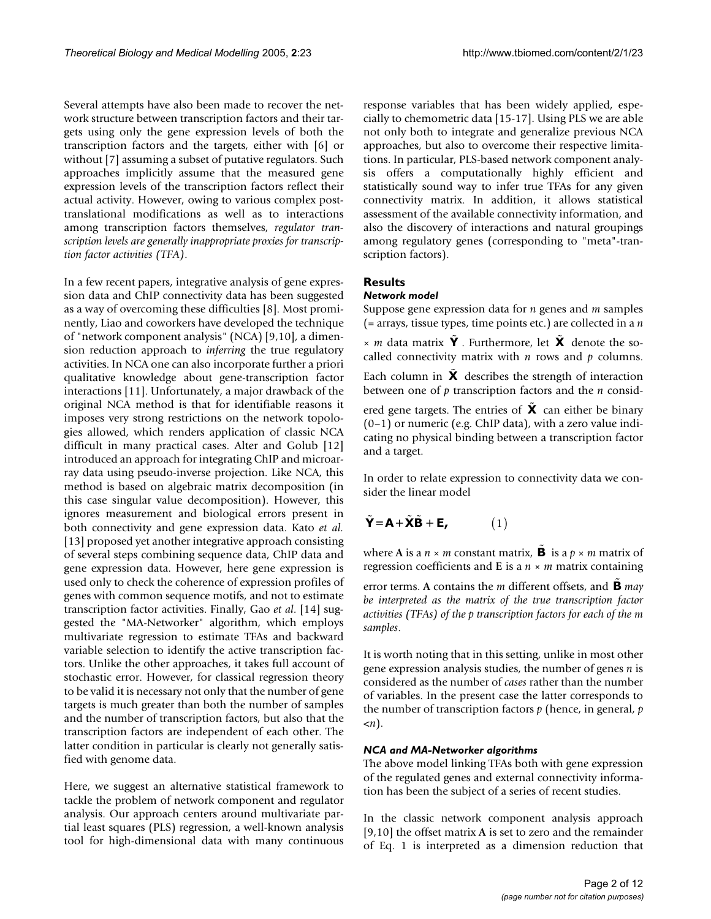Several attempts have also been made to recover the network structure between transcription factors and their targets using only the gene expression levels of both the transcription factors and the targets, either with [6] or without [7] assuming a subset of putative regulators. Such approaches implicitly assume that the measured gene expression levels of the transcription factors reflect their actual activity. However, owing to various complex post-translational modifications as well as to interactions among transcription factors themselves, *regulator transcription levels are generally inappropriate proxies for transcription factor activities (TFA)*.

In a few recent papers, integrative analysis of gene expression data and ChIP connectivity data has been suggested as a way of overcoming these difficulties [8]. Most prominently, Liao and coworkers have developed the technique of "network component analysis" (NCA) [9,10], a dimension reduction approach to *inferring* the true regulatory activities. In NCA one can also incorporate further a priori qualitative knowledge about gene-transcription factor interactions [11]. Unfortunately, a major drawback of the original NCA method is that for identifiable reasons it imposes very strong restrictions on the network topologies allowed, which renders application of classic NCA difficult in many practical cases. Alter and Golub [12] introduced an approach for integrating ChIP and microarray data using pseudo-inverse projection. Like NCA, this method is based on algebraic matrix decomposition (in this case singular value decomposition). However, this ignores measurement and biological errors present in both connectivity and gene expression data. Kato *et al.* [13] proposed yet another integrative approach consisting of several steps combining sequence data, ChIP data and gene expression data. However, here gene expression is used only to check the coherence of expression profiles of genes with common sequence motifs, and not to estimate transcription factor activities. Finally, Gao *et al*. [14] suggested the "MA-Networker" algorithm, which employs multivariate regression to estimate TFAs and backward variable selection to identify the active transcription factors. Unlike the other approaches, it takes full account of stochastic error. However, for classical regression theory to be valid it is necessary not only that the number of gene targets is much greater than both the number of samples and the number of transcription factors, but also that the transcription factors are independent of each other. The latter condition in particular is clearly not generally satisfied with genome data.

Here, we suggest an alternative statistical framework to tackle the problem of network component and regulator analysis. Our approach centers around multivariate partial least squares (PLS) regression, a well-known analysis tool for high-dimensional data with many continuous response variables that has been widely applied, especially to chemometric data [15-17]. Using PLS we are able not only both to integrate and generalize previous NCA approaches, but also to overcome their respective limitations. In particular, PLS-based network component analysis offers a computationally highly efficient and statistically sound way to infer true TFAs for any given connectivity matrix. In addition, it allows statistical assessment of the available connectivity information, and also the discovery of interactions and natural groupings among regulatory genes (corresponding to "meta"-transcription factors).

## Results

### Network model

Suppose gene expression data for $n$ genes and $m$ samples (= arrays, tissue types, time points etc.) are collected in a $n \times m$ data matrix $\tilde{\mathbf{Y}}$. Furthermore, let $\tilde{\mathbf{X}}$ denote the so-called connectivity matrix with $n$ rows and $p$ columns. Each column in $\tilde{\mathbf{X}}$ describes the strength of interaction between one of $p$ transcription factors and the $n$ considered gene targets. The entries of $\tilde{\mathbf{X}}$ can either be binary (0–1) or numeric (e.g. ChIP data), with a zero value indicating no physical binding between a transcription factor and a target.

In order to relate expression to connectivity data we consider the linear model

$$\tilde{\mathbf{Y}} = \mathbf{A} + \tilde{\mathbf{X}}\tilde{\mathbf{B}} + \mathbf{E}, \qquad (1)$$

where $\mathbf{A}$ is a $n \times m$ constant matrix, $\tilde{\mathbf{B}}$ is a $p \times m$ matrix of regression coefficients and $\mathbf{E}$ is a $n \times m$ matrix containing error terms. $\mathbf{A}$ contains the $m$ different offsets, and $\tilde{\mathbf{B}}$ *may be interpreted as the matrix of the true transcription factor activities (TFAs) of the p transcription factors for each of the m samples*.

It is worth noting that in this setting, unlike in most other gene expression analysis studies, the number of genes $n$ is considered as the number of *cases* rather than the number of variables. In the present case the latter corresponds to the number of transcription factors $p$ (hence, in general, $p < n$).

### NCA and MA-Networker algorithms

The above model linking TFAs both with gene expression of the regulated genes and external connectivity information has been the subject of a series of recent studies.

In the classic network component analysis approach [9,10] the offset matrix $\mathbf{A}$ is set to zero and the remainder of Eq. 1 is interpreted as a dimension reduction that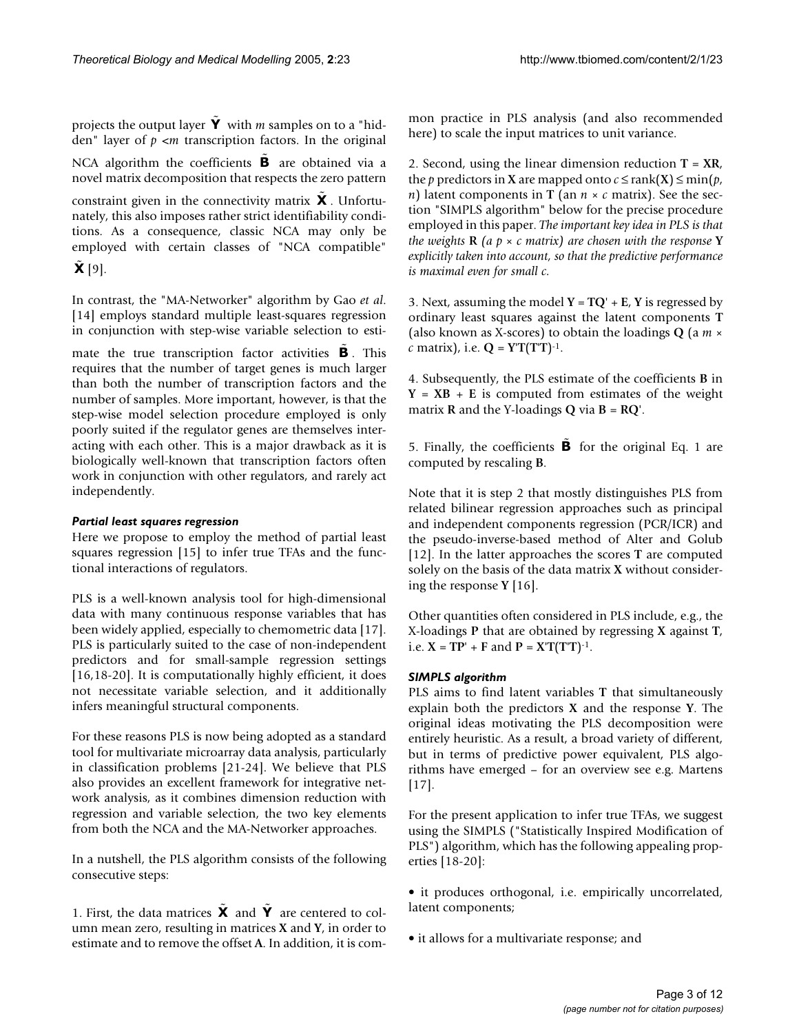projects the output layer $\tilde{\mathbf{Y}}$ with $m$ samples on to a "hidden" layer of $p < m$ transcription factors. In the original NCA algorithm the coefficients $\tilde{\mathbf{B}}$ are obtained via a novel matrix decomposition that respects the zero pattern constraint given in the connectivity matrix $\tilde{\mathbf{X}}$. Unfortunately, this also imposes rather strict identifiability conditions. As a consequence, classic NCA may only be employed with certain classes of "NCA compatible" $\tilde{\mathbf{X}}$ [9].

In contrast, the "MA-Networker" algorithm by Gao *et al*. [14] employs standard multiple least-squares regression in conjunction with step-wise variable selection to estimate the true transcription factor activities $\tilde{\mathbf{B}}$. This requires that the number of target genes is much larger than both the number of transcription factors and the number of samples. More important, however, is that the step-wise model selection procedure employed is only poorly suited if the regulator genes are themselves interacting with each other. This is a major drawback as it is biologically well-known that transcription factors often work in conjunction with other regulators, and rarely act independently.

### *Partial least squares regression*

Here we propose to employ the method of partial least squares regression [15] to infer true TFAs and the functional interactions of regulators.

PLS is a well-known analysis tool for high-dimensional data with many continuous response variables that has been widely applied, especially to chemometric data [17]. PLS is particularly suited to the case of non-independent predictors and for small-sample regression settings [16,18-20]. It is computationally highly efficient, it does not necessitate variable selection, and it additionally infers meaningful structural components.

For these reasons PLS is now being adopted as a standard tool for multivariate microarray data analysis, particularly in classification problems [21-24]. We believe that PLS also provides an excellent framework for integrative network analysis, as it combines dimension reduction with regression and variable selection, the two key elements from both the NCA and the MA-Networker approaches.

In a nutshell, the PLS algorithm consists of the following consecutive steps:

1. First, the data matrices $\tilde{\mathbf{X}}$ and $\tilde{\mathbf{Y}}$ are centered to column mean zero, resulting in matrices $\mathbf{X}$ and $\mathbf{Y}$, in order to estimate and to remove the offset $\mathbf{A}$. In addition, it is common practice in PLS analysis (and also recommended here) to scale the input matrices to unit variance.

2. Second, using the linear dimension reduction $\mathbf{T} = \mathbf{XR}$, the $p$ predictors in $\mathbf{X}$ are mapped onto $c \leq \text{rank}(\mathbf{X}) \leq \min(p, n)$ latent components in $\mathbf{T}$ (an $n \times c$ matrix). See the section "SIMPLS algorithm" below for the precise procedure employed in this paper. *The important key idea in PLS is that the weights* $\mathbf{R}$ *(a* $p \times c$ *matrix) are chosen with the response* $\mathbf{Y}$ *explicitly taken into account, so that the predictive performance is maximal even for small c.*

3. Next, assuming the model $\mathbf{Y} = \mathbf{TQ}' + \mathbf{E}$, $\mathbf{Y}$ is regressed by ordinary least squares against the latent components $\mathbf{T}$ (also known as X-scores) to obtain the loadings $\mathbf{Q}$ (a $m \times c$ matrix), i.e. $\mathbf{Q} = \mathbf{Y}'\mathbf{T}(\mathbf{T}'\mathbf{T})^{-1}$.

4. Subsequently, the PLS estimate of the coefficients $\mathbf{B}$ in $\mathbf{Y} = \mathbf{XB} + \mathbf{E}$ is computed from estimates of the weight matrix $\mathbf{R}$ and the Y-loadings $\mathbf{Q}$ via $\mathbf{B} = \mathbf{RQ}'$.

5. Finally, the coefficients $\tilde{\mathbf{B}}$ for the original Eq. 1 are computed by rescaling $\mathbf{B}$.

Note that it is step 2 that mostly distinguishes PLS from related bilinear regression approaches such as principal and independent components regression (PCR/ICR) and the pseudo-inverse-based method of Alter and Golub [12]. In the latter approaches the scores $\mathbf{T}$ are computed solely on the basis of the data matrix $\mathbf{X}$ without considering the response $\mathbf{Y}$ [16].

Other quantities often considered in PLS include, e.g., the X-loadings $\mathbf{P}$ that are obtained by regressing $\mathbf{X}$ against $\mathbf{T}$, i.e. $\mathbf{X} = \mathbf{TP}' + \mathbf{F}$ and $\mathbf{P} = \mathbf{X}'\mathbf{T}(\mathbf{T}'\mathbf{T})^{-1}$.

### *SIMPLS algorithm*

PLS aims to find latent variables $\mathbf{T}$ that simultaneously explain both the predictors $\mathbf{X}$ and the response $\mathbf{Y}$. The original ideas motivating the PLS decomposition were entirely heuristic. As a result, a broad variety of different, but in terms of predictive power equivalent, PLS algorithms have emerged – for an overview see e.g. Martens [17].

For the present application to infer true TFAs, we suggest using the SIMPLS ("Statistically Inspired Modification of PLS") algorithm, which has the following appealing properties [18-20]:

- it produces orthogonal, i.e. empirically uncorrelated, latent components;
- it allows for a multivariate response; and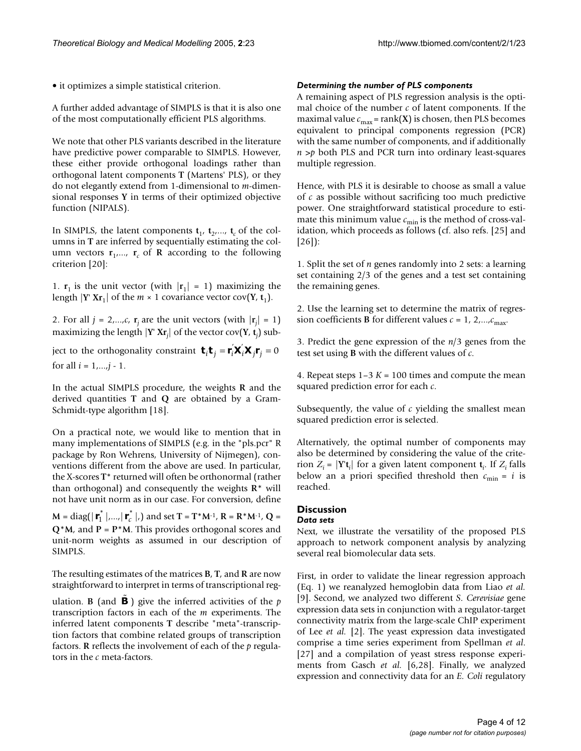• it optimizes a simple statistical criterion.

A further added advantage of SIMPLS is that it is also one of the most computationally efficient PLS algorithms.

We note that other PLS variants described in the literature have predictive power comparable to SIMPLS. However, these either provide orthogonal loadings rather than orthogonal latent components **T** (Martens' PLS), or they do not elegantly extend from 1-dimensional to *m*-dimensional responses **Y** in terms of their optimized objective function (NIPALS).

In SIMPLS, the latent components $\mathbf{t}_1, \mathbf{t}_2, \ldots, \mathbf{t}_c$ of the columns in **T** are inferred by sequentially estimating the column vectors $\mathbf{r}_1, \ldots, \mathbf{r}_c$ of **R** according to the following criterion [20]:

1. $\mathbf{r}_1$ is the unit vector (with $|\mathbf{r}_1| = 1$) maximizing the length $|\mathbf{Y}' \mathbf{X}\mathbf{r}_1|$ of the $m \times 1$ covariance vector $\text{cov}(\mathbf{Y}, \mathbf{t}_1)$.

2. For all $j = 2, \ldots, c$, $\mathbf{r}_j$ are the unit vectors (with $|\mathbf{r}_j| = 1$) maximizing the length $|\mathbf{Y}' \mathbf{X}\mathbf{r}_j|$ of the vector $\text{cov}(\mathbf{Y}, \mathbf{t}_j)$ subject to the orthogonality constraint $\mathbf{t}_i\mathbf{t}_j = \mathbf{r}_i'\mathbf{X}_i'\mathbf{X}_j\mathbf{r}_j = 0$ for all $i = 1, \ldots, j - 1$.

In the actual SIMPLS procedure, the weights **R** and the derived quantities **T** and **Q** are obtained by a Gram-Schmidt-type algorithm [18].

On a practical note, we would like to mention that in many implementations of SIMPLS (e.g. in the "pls.pcr" R package by Ron Wehrens, University of Nijmegen), conventions different from the above are used. In particular, the X-scores $\mathbf{T}^*$ returned will often be orthonormal (rather than orthogonal) and consequently the weights $\mathbf{R}^*$ will not have unit norm as in our case. For conversion, define $\mathbf{M} = \text{diag}(|\mathbf{r}_1^*|, \ldots, |\mathbf{r}_c^*|,)$ and set $\mathbf{T} = \mathbf{T}^*\mathbf{M}^{-1}$, $\mathbf{R} = \mathbf{R}^*\mathbf{M}^{-1}$, $\mathbf{Q} = \mathbf{Q}^*\mathbf{M}$, and $\mathbf{P} = \mathbf{P}^*\mathbf{M}$. This provides orthogonal scores and unit-norm weights as assumed in our description of SIMPLS.

The resulting estimates of the matrices **B**, **T**, and **R** are now straightforward to interpret in terms of transcriptional regulation. **B** (and $\tilde{\mathbf{B}}$) give the inferred activities of the *p* transcription factors in each of the *m* experiments. The inferred latent components **T** describe "meta"-transcription factors that combine related groups of transcription factors. **R** reflects the involvement of each of the *p* regulators in the *c* meta-factors.

### *Determining the number of PLS components*

A remaining aspect of PLS regression analysis is the optimal choice of the number *c* of latent components. If the maximal value $c_{\max} = \text{rank}(\mathbf{X})$ is chosen, then PLS becomes equivalent to principal components regression (PCR) with the same number of components, and if additionally $n > p$ both PLS and PCR turn into ordinary least-squares multiple regression.

Hence, with PLS it is desirable to choose as small a value of *c* as possible without sacrificing too much predictive power. One straightforward statistical procedure to estimate this minimum value $c_{\min}$ is the method of cross-validation, which proceeds as follows (cf. also refs. [25] and [26]):

1. Split the set of *n* genes randomly into 2 sets: a learning set containing 2/3 of the genes and a test set containing the remaining genes.

2. Use the learning set to determine the matrix of regression coefficients **B** for different values $c = 1, 2, \ldots, c_{\max}$.

3. Predict the gene expression of the $n/3$ genes from the test set using **B** with the different values of *c*.

4. Repeat steps 1–3 $K = 100$ times and compute the mean squared prediction error for each *c*.

Subsequently, the value of *c* yielding the smallest mean squared prediction error is selected.

Alternatively, the optimal number of components may also be determined by considering the value of the criterion $Z_i = |\mathbf{Y}'\mathbf{t}_i|$ for a given latent component $\mathbf{t}_i$. If $Z_i$ falls below an a priori specified threshold then $c_{\min} = i$ is reached.

## Discussion

### *Data sets*

Next, we illustrate the versatility of the proposed PLS approach to network component analysis by analyzing several real biomolecular data sets.

First, in order to validate the linear regression approach (Eq. 1) we reanalyzed hemoglobin data from Liao *et al.* [9]. Second, we analyzed two different *S. Cerevisiae* gene expression data sets in conjunction with a regulator-target connectivity matrix from the large-scale ChIP experiment of Lee *et al.* [2]. The yeast expression data investigated comprise a time series experiment from Spellman *et al.* [27] and a compilation of yeast stress response experiments from Gasch *et al.* [6,28]. Finally, we analyzed expression and connectivity data for an *E. Coli* regulatory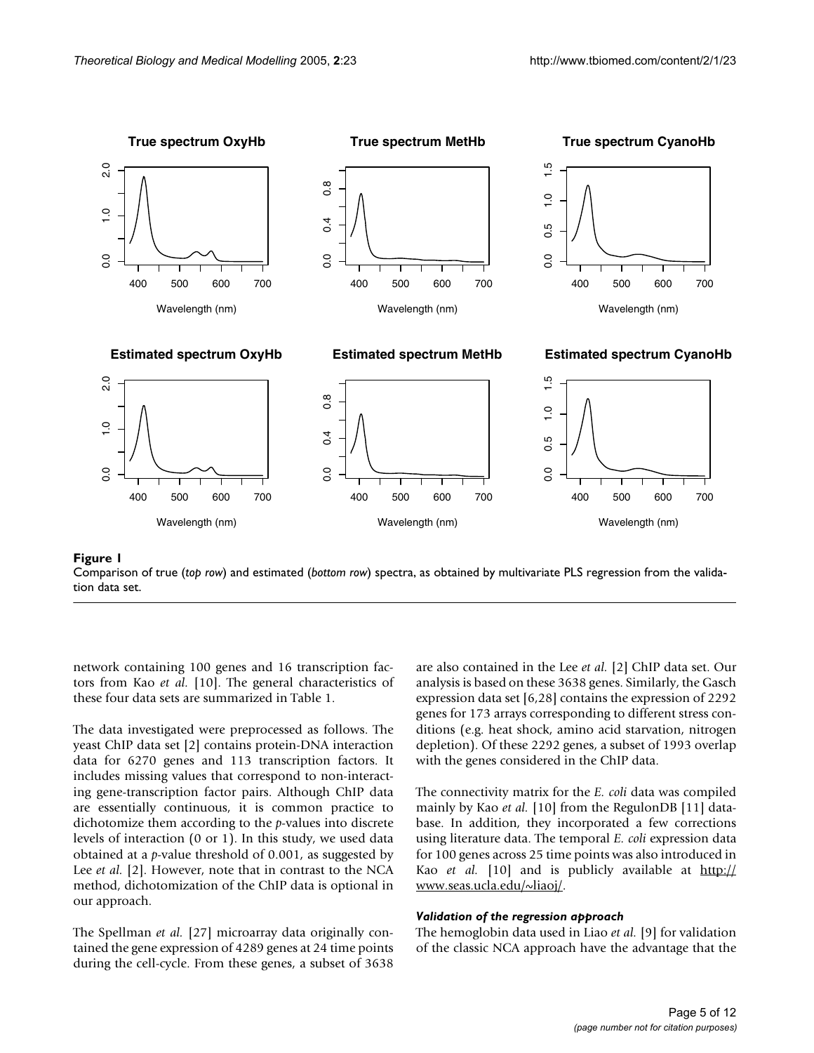**Figure 1**
Comparison of true (*top row*) and estimated (*bottom row*) spectra, as obtained by multivariate PLS regression from the validation data set.

network containing 100 genes and 16 transcription factors from Kao *et al.* [10]. The general characteristics of these four data sets are summarized in Table 1.

The data investigated were preprocessed as follows. The yeast ChIP data set [2] contains protein-DNA interaction data for 6270 genes and 113 transcription factors. It includes missing values that correspond to non-interacting gene-transcription factor pairs. Although ChIP data are essentially continuous, it is common practice to dichotomize them according to the *p*-values into discrete levels of interaction (0 or 1). In this study, we used data obtained at a *p*-value threshold of 0.001, as suggested by Lee *et al.* [2]. However, note that in contrast to the NCA method, dichotomization of the ChIP data is optional in our approach.

The Spellman *et al.* [27] microarray data originally contained the gene expression of 4289 genes at 24 time points during the cell-cycle. From these genes, a subset of 3638 are also contained in the Lee *et al.* [2] ChIP data set. Our analysis is based on these 3638 genes. Similarly, the Gasch expression data set [6,28] contains the expression of 2292 genes for 173 arrays corresponding to different stress conditions (e.g. heat shock, amino acid starvation, nitrogen depletion). Of these 2292 genes, a subset of 1993 overlap with the genes considered in the ChIP data.

The connectivity matrix for the *E. coli* data was compiled mainly by Kao *et al.* [10] from the RegulonDB [11] database. In addition, they incorporated a few corrections using literature data. The temporal *E. coli* expression data for 100 genes across 25 time points was also introduced in Kao *et al.* [10] and is publicly available at http://www.seas.ucla.edu/~liaoj/.

#### *Validation of the regression approach*

The hemoglobin data used in Liao *et al.* [9] for validation of the classic NCA approach have the advantage that the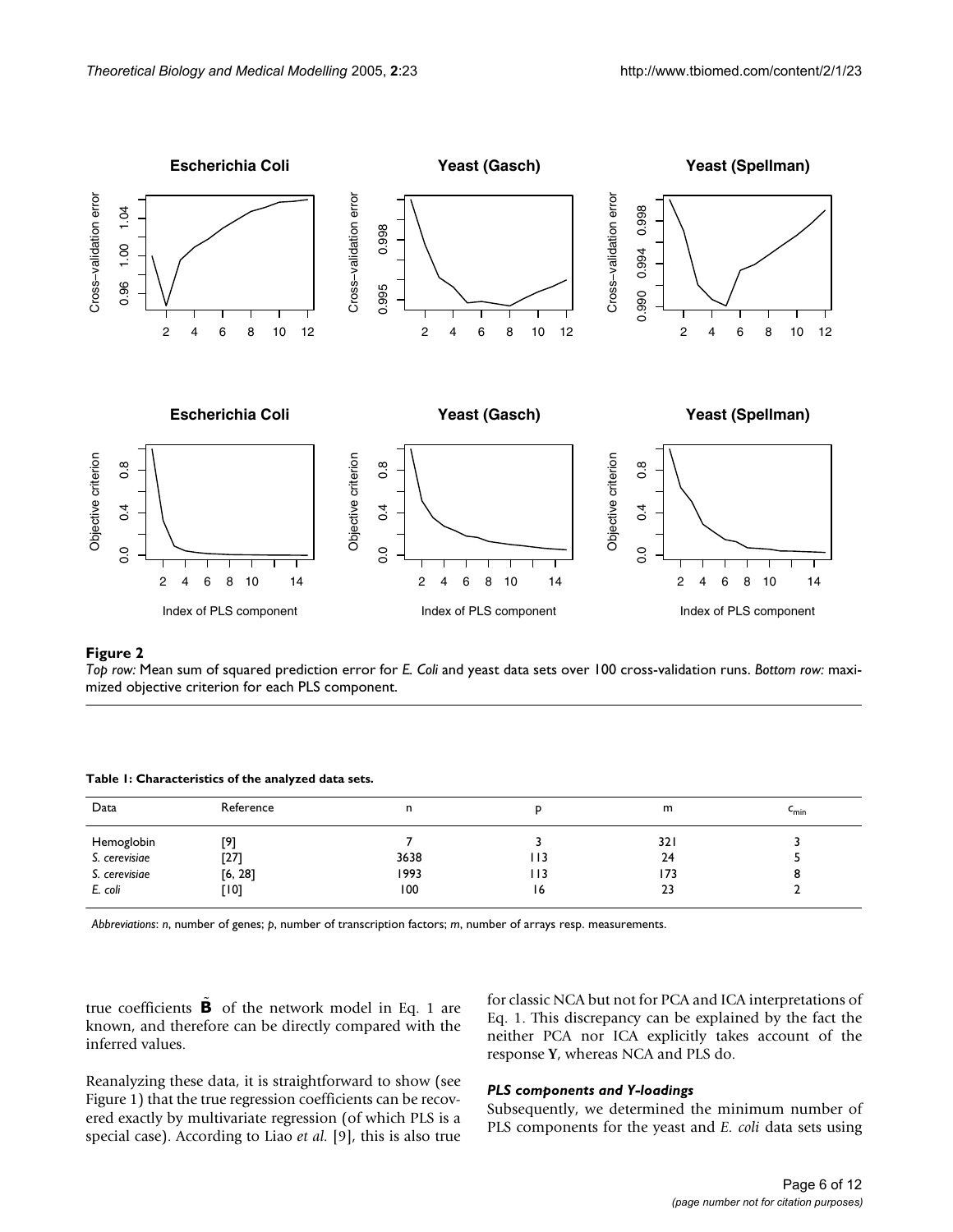**Figure 2**

*Top row:* Mean sum of squared prediction error for *E. Coli* and yeast data sets over 100 cross-validation runs. *Bottom row:* maximized objective criterion for each PLS component.

**Table 1: Characteristics of the analyzed data sets.**

| Data | Reference | n | p | m | $c_{min}$ |
|---|---|---|---|---|---|
| Hemoglobin | [9] | 7 | 3 | 321 | 3 |
| *S. cerevisiae* | [27] | 3638 | 113 | 24 | 5 |
| *S. cerevisiae* | [6, 28] | 1993 | 113 | 173 | 8 |
| *E. coli* | [10] | 100 | 16 | 23 | 2 |

*Abbreviations*: *n*, number of genes; *p*, number of transcription factors; *m*, number of arrays resp. measurements.

true coefficients $\tilde{\mathbf{B}}$ of the network model in Eq. 1 are known, and therefore can be directly compared with the inferred values.

Reanalyzing these data, it is straightforward to show (see Figure 1) that the true regression coefficients can be recovered exactly by multivariate regression (of which PLS is a special case). According to Liao *et al.* [9], this is also true for classic NCA but not for PCA and ICA interpretations of Eq. 1. This discrepancy can be explained by the fact the neither PCA nor ICA explicitly takes account of the response **Y**, whereas NCA and PLS do.

### *PLS components and Y-loadings*

Subsequently, we determined the minimum number of PLS components for the yeast and *E. coli* data sets using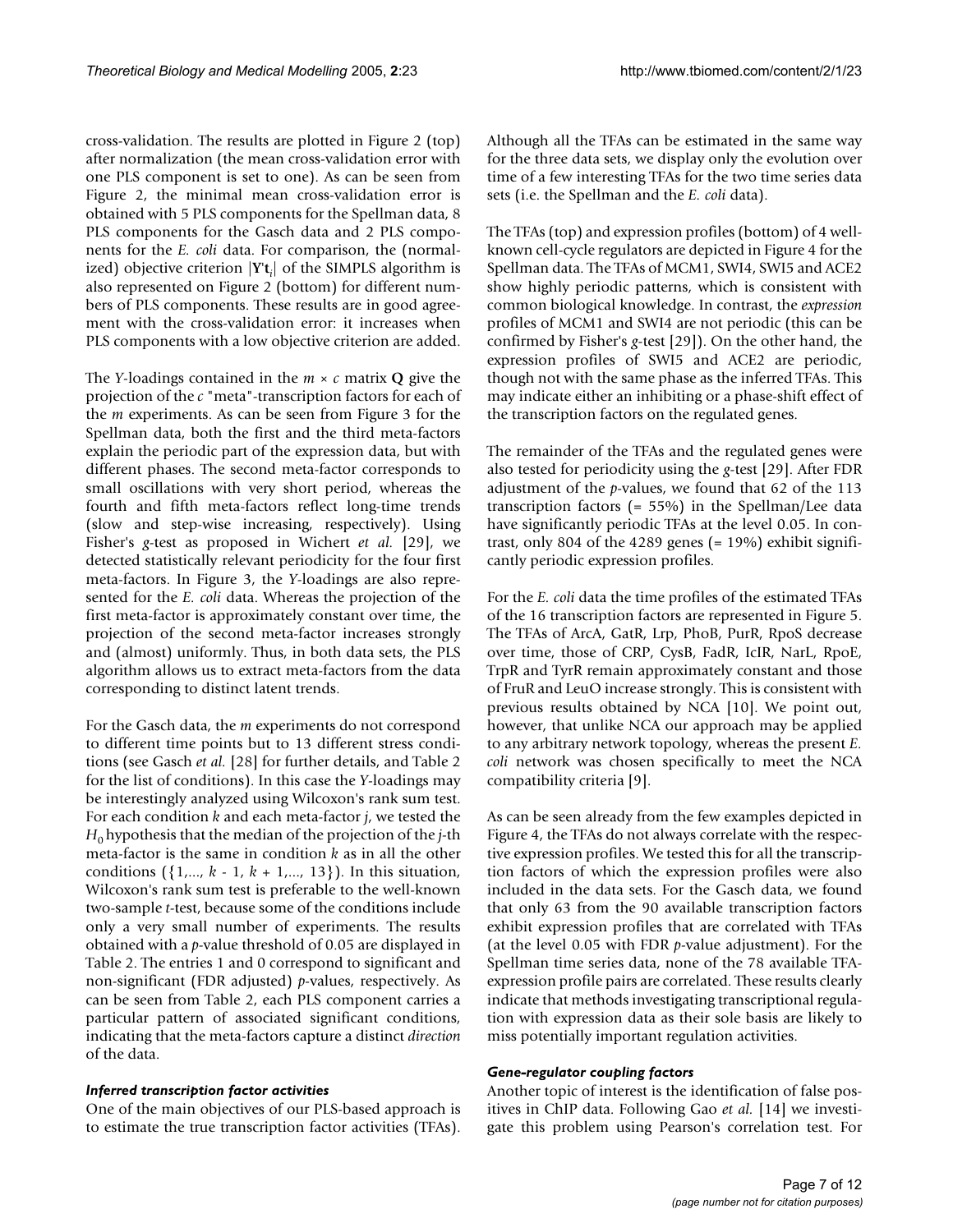cross-validation. The results are plotted in Figure 2 (top) after normalization (the mean cross-validation error with one PLS component is set to one). As can be seen from Figure 2, the minimal mean cross-validation error is obtained with 5 PLS components for the Spellman data, 8 PLS components for the Gasch data and 2 PLS components for the *E. coli* data. For comparison, the (normalized) objective criterion $|\mathbf{Y}'\mathbf{t}_i|$ of the SIMPLS algorithm is also represented on Figure 2 (bottom) for different numbers of PLS components. These results are in good agreement with the cross-validation error: it increases when PLS components with a low objective criterion are added.

The *Y*-loadings contained in the $m \times c$ matrix $\mathbf{Q}$ give the projection of the $c$ "meta"-transcription factors for each of the $m$ experiments. As can be seen from Figure 3 for the Spellman data, both the first and the third meta-factors explain the periodic part of the expression data, but with different phases. The second meta-factor corresponds to small oscillations with very short period, whereas the fourth and fifth meta-factors reflect long-time trends (slow and step-wise increasing, respectively). Using Fisher's *g*-test as proposed in Wichert *et al.* [29], we detected statistically relevant periodicity for the four first meta-factors. In Figure 3, the *Y*-loadings are also represented for the *E. coli* data. Whereas the projection of the first meta-factor is approximately constant over time, the projection of the second meta-factor increases strongly and (almost) uniformly. Thus, in both data sets, the PLS algorithm allows us to extract meta-factors from the data corresponding to distinct latent trends.

For the Gasch data, the *m* experiments do not correspond to different time points but to 13 different stress conditions (see Gasch *et al.* [28] for further details, and Table 2 for the list of conditions). In this case the *Y*-loadings may be interestingly analyzed using Wilcoxon's rank sum test. For each condition *k* and each meta-factor *j*, we tested the $H_0$ hypothesis that the median of the projection of the *j*-th meta-factor is the same in condition *k* as in all the other conditions $(\{1,..., k - 1, k + 1,..., 13\})$. In this situation, Wilcoxon's rank sum test is preferable to the well-known two-sample *t*-test, because some of the conditions include only a very small number of experiments. The results obtained with a *p*-value threshold of 0.05 are displayed in Table 2. The entries 1 and 0 correspond to significant and non-significant (FDR adjusted) *p*-values, respectively. As can be seen from Table 2, each PLS component carries a particular pattern of associated significant conditions, indicating that the meta-factors capture a distinct *direction* of the data.

### *Inferred transcription factor activities*

One of the main objectives of our PLS-based approach is to estimate the true transcription factor activities (TFAs). Although all the TFAs can be estimated in the same way for the three data sets, we display only the evolution over time of a few interesting TFAs for the two time series data sets (i.e. the Spellman and the *E. coli* data).

The TFAs (top) and expression profiles (bottom) of 4 well-known cell-cycle regulators are depicted in Figure 4 for the Spellman data. The TFAs of MCM1, SWI4, SWI5 and ACE2 show highly periodic patterns, which is consistent with common biological knowledge. In contrast, the *expression* profiles of MCM1 and SWI4 are not periodic (this can be confirmed by Fisher's *g*-test [29]). On the other hand, the expression profiles of SWI5 and ACE2 are periodic, though not with the same phase as the inferred TFAs. This may indicate either an inhibiting or a phase-shift effect of the transcription factors on the regulated genes.

The remainder of the TFAs and the regulated genes were also tested for periodicity using the *g*-test [29]. After FDR adjustment of the *p*-values, we found that 62 of the 113 transcription factors (= 55%) in the Spellman/Lee data have significantly periodic TFAs at the level 0.05. In contrast, only 804 of the 4289 genes (= 19%) exhibit significantly periodic expression profiles.

For the *E. coli* data the time profiles of the estimated TFAs of the 16 transcription factors are represented in Figure 5. The TFAs of ArcA, GatR, Lrp, PhoB, PurR, RpoS decrease over time, those of CRP, CysB, FadR, IclR, NarL, RpoE, TrpR and TyrR remain approximately constant and those of FruR and LeuO increase strongly. This is consistent with previous results obtained by NCA [10]. We point out, however, that unlike NCA our approach may be applied to any arbitrary network topology, whereas the present *E. coli* network was chosen specifically to meet the NCA compatibility criteria [9].

As can be seen already from the few examples depicted in Figure 4, the TFAs do not always correlate with the respective expression profiles. We tested this for all the transcription factors of which the expression profiles were also included in the data sets. For the Gasch data, we found that only 63 from the 90 available transcription factors exhibit expression profiles that are correlated with TFAs (at the level 0.05 with FDR *p*-value adjustment). For the Spellman time series data, none of the 78 available TFA-expression profile pairs are correlated. These results clearly indicate that methods investigating transcriptional regulation with expression data as their sole basis are likely to miss potentially important regulation activities.

### *Gene-regulator coupling factors*

Another topic of interest is the identification of false positives in ChIP data. Following Gao *et al.* [14] we investigate this problem using Pearson's correlation test. For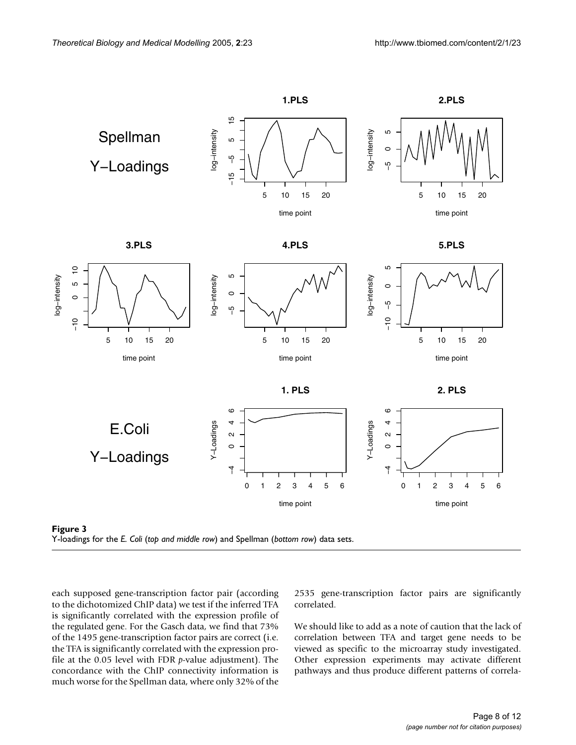**Figure 3**
Y-loadings for the *E. Coli* (*top and middle row*) and Spellman (*bottom row*) data sets.

each supposed gene-transcription factor pair (according to the dichotomized ChIP data) we test if the inferred TFA is significantly correlated with the expression profile of the regulated gene. For the Gasch data, we find that 73% of the 1495 gene-transcription factor pairs are correct (i.e. the TFA is significantly correlated with the expression profile at the 0.05 level with FDR *p*-value adjustment). The concordance with the ChIP connectivity information is much worse for the Spellman data, where only 32% of the 2535 gene-transcription factor pairs are significantly correlated.

We should like to add as a note of caution that the lack of correlation between TFA and target gene needs to be viewed as specific to the microarray study investigated. Other expression experiments may activate different pathways and thus produce different patterns of correla-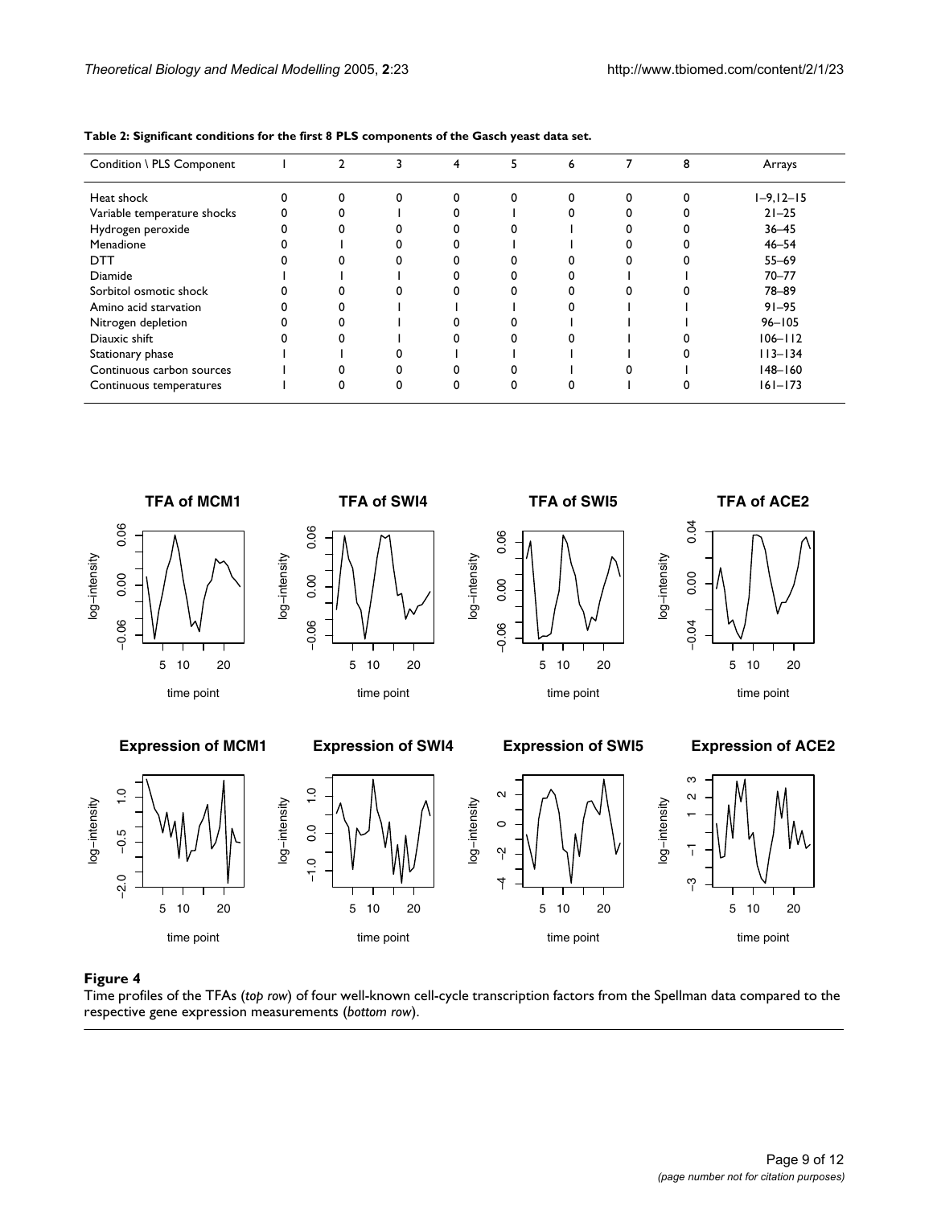**Table 2: Significant conditions for the first 8 PLS components of the Gasch yeast data set.**

| Condition \ PLS Component | 1 | 2 | 3 | 4 | 5 | 6 | 7 | 8 | Arrays |
|---|---|---|---|---|---|---|---|---|---|
| Heat shock | 0 | 0 | 0 | 0 | 0 | 0 | 0 | 0 | 1–9,12–15 |
| Variable temperature shocks | 0 | 0 | 1 | 0 | 1 | 0 | 0 | 0 | 21–25 |
| Hydrogen peroxide | 0 | 0 | 0 | 0 | 0 | 1 | 0 | 0 | 36–45 |
| Menadione | 0 | 1 | 0 | 0 | 1 | 1 | 0 | 0 | 46–54 |
| DTT | 0 | 0 | 0 | 0 | 0 | 0 | 0 | 0 | 55–69 |
| Diamide | 1 | 1 | 1 | 0 | 0 | 0 | 1 | 1 | 70–77 |
| Sorbitol osmotic shock | 0 | 0 | 0 | 0 | 0 | 0 | 0 | 0 | 78–89 |
| Amino acid starvation | 0 | 0 | 1 | 1 | 1 | 0 | 1 | 1 | 91–95 |
| Nitrogen depletion | 0 | 0 | 1 | 0 | 0 | 1 | 1 | 1 | 96–105 |
| Diauxic shift | 0 | 0 | 1 | 0 | 0 | 0 | 1 | 0 | 106–112 |
| Stationary phase | 1 | 1 | 0 | 1 | 1 | 1 | 1 | 0 | 113–134 |
| Continuous carbon sources | 1 | 0 | 0 | 0 | 0 | 1 | 0 | 1 | 148–160 |
| Continuous temperatures | 1 | 0 | 0 | 0 | 0 | 0 | 1 | 0 | 161–173 |

**Figure 4**

Time profiles of the TFAs (*top row*) of four well-known cell-cycle transcription factors from the Spellman data compared to the respective gene expression measurements (*bottom row*).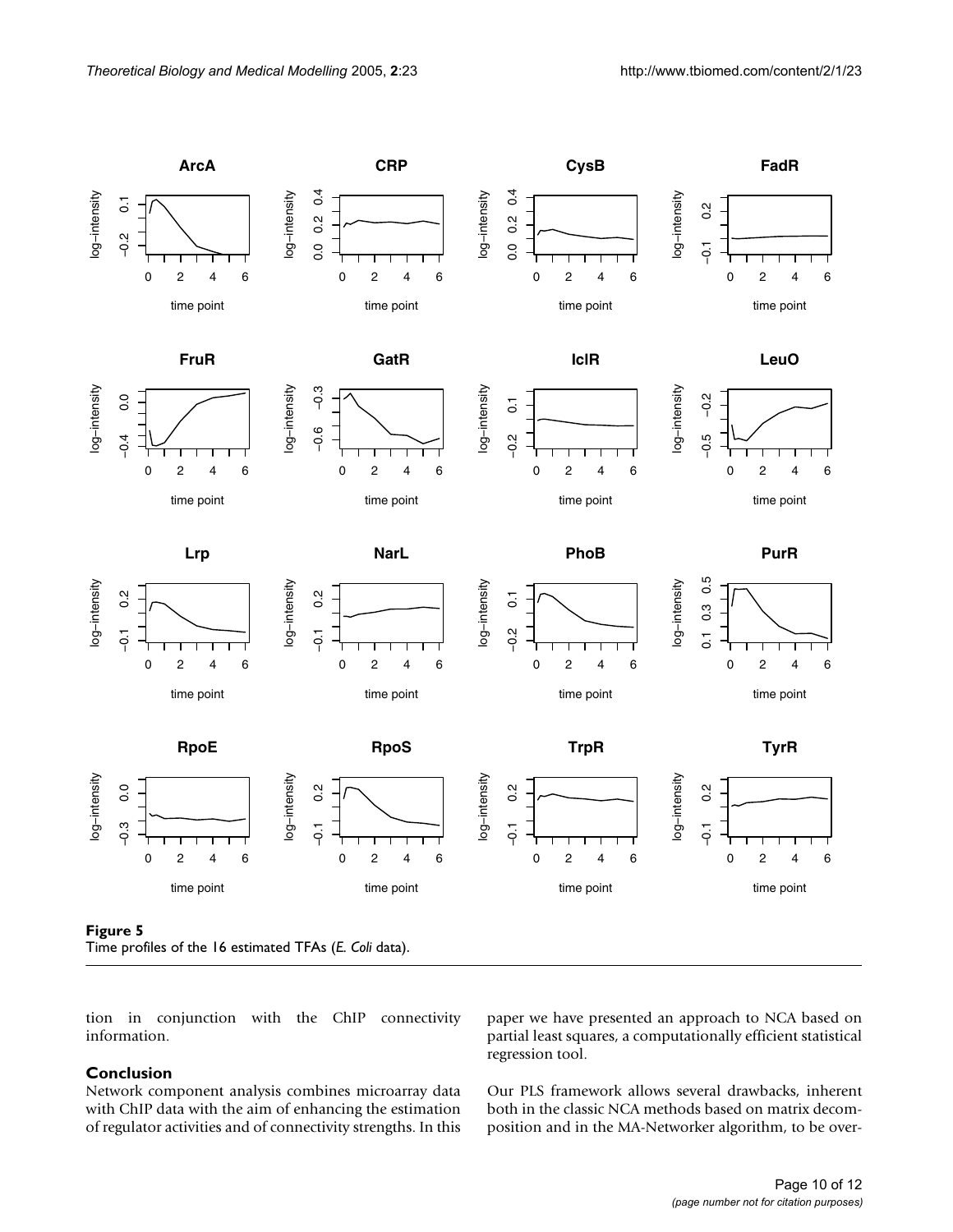**Figure 5**
Time profiles of the 16 estimated TFAs (*E. Coli* data).

tion in conjunction with the ChIP connectivity information.

## Conclusion

Network component analysis combines microarray data with ChIP data with the aim of enhancing the estimation of regulator activities and of connectivity strengths. In this paper we have presented an approach to NCA based on partial least squares, a computationally efficient statistical regression tool.

Our PLS framework allows several drawbacks, inherent both in the classic NCA methods based on matrix decomposition and in the MA-Networker algorithm, to be over-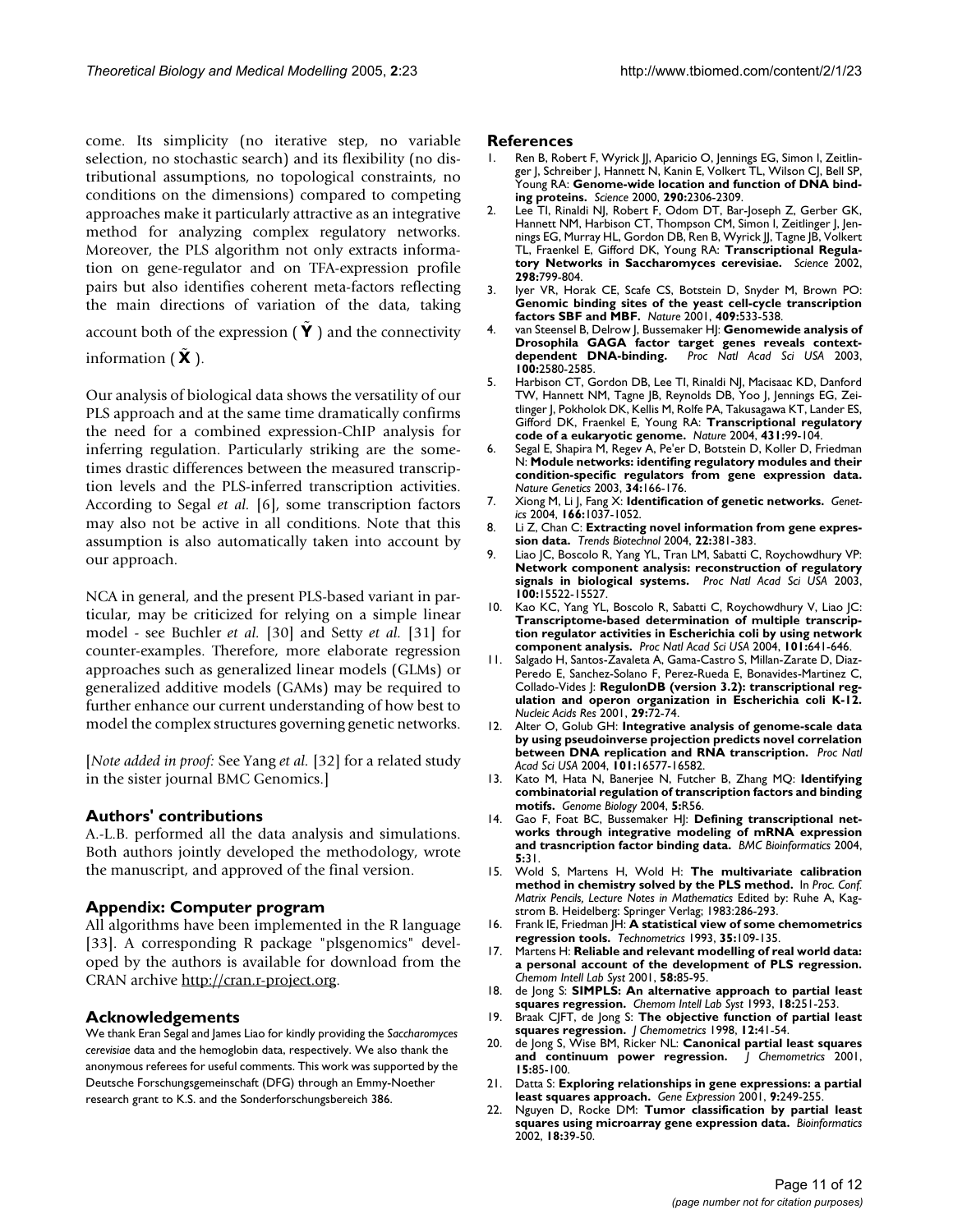come. Its simplicity (no iterative step, no variable selection, no stochastic search) and its flexibility (no distributional assumptions, no topological constraints, no conditions on the dimensions) compared to competing approaches make it particularly attractive as an integrative method for analyzing complex regulatory networks. Moreover, the PLS algorithm not only extracts information on gene-regulator and on TFA-expression profile pairs but also identifies coherent meta-factors reflecting the main directions of variation of the data, taking account both of the expression ( $\tilde{\mathbf{Y}}$ ) and the connectivity information ( $\tilde{\mathbf{X}}$ ).

Our analysis of biological data shows the versatility of our PLS approach and at the same time dramatically confirms the need for a combined expression-ChIP analysis for inferring regulation. Particularly striking are the sometimes drastic differences between the measured transcription levels and the PLS-inferred transcription activities. According to Segal *et al.* [6], some transcription factors may also not be active in all conditions. Note that this assumption is also automatically taken into account by our approach.

NCA in general, and the present PLS-based variant in particular, may be criticized for relying on a simple linear model - see Buchler *et al.* [30] and Setty *et al.* [31] for counter-examples. Therefore, more elaborate regression approaches such as generalized linear models (GLMs) or generalized additive models (GAMs) may be required to further enhance our current understanding of how best to model the complex structures governing genetic networks.

[*Note added in proof:* See Yang *et al.* [32] for a related study in the sister journal BMC Genomics.]

## Authors' contributions

A.-L.B. performed all the data analysis and simulations. Both authors jointly developed the methodology, wrote the manuscript, and approved of the final version.

## Appendix: Computer program

All algorithms have been implemented in the R language [33]. A corresponding R package "plsgenomics" developed by the authors is available for download from the CRAN archive http://cran.r-project.org.

## Acknowledgements

We thank Eran Segal and James Liao for kindly providing the *Saccharomyces cerevisiae* data and the hemoglobin data, respectively. We also thank the anonymous referees for useful comments. This work was supported by the Deutsche Forschungsgemeinschaft (DFG) through an Emmy-Noether research grant to K.S. and the Sonderforschungsbereich 386.

## References

1. Ren B, Robert F, Wyrick JJ, Aparicio O, Jennings EG, Simon I, Zeitlinger J, Schreiber J, Hannett N, Kanin E, Volkert TL, Wilson CJ, Bell SP, Young RA: **Genome-wide location and function of DNA binding proteins.** *Science* 2000, **290:**2306-2309.
2. Lee TI, Rinaldi NJ, Robert F, Odom DT, Bar-Joseph Z, Gerber GK, Hannett NM, Harbison CT, Thompson CM, Simon I, Zeitlinger J, Jennings EG, Murray HL, Gordon DB, Ren B, Wyrick JJ, Tagne JB, Volkert TL, Fraenkel E, Gifford DK, Young RA: **Transcriptional Regulatory Networks in Saccharomyces cerevisiae.** *Science* 2002, **298:**799-804.
3. Iyer VR, Horak CE, Scafe CS, Botstein D, Snyder M, Brown PO: **Genomic binding sites of the yeast cell-cycle transcription factors SBF and MBF.** *Nature* 2001, **409:**533-538.
4. van Steensel B, Delrow J, Bussemaker HJ: **Genomewide analysis of Drosophila GAGA factor target genes reveals context-dependent DNA-binding.** *Proc Natl Acad Sci USA* 2003, **100:**2580-2585.
5. Harbison CT, Gordon DB, Lee TI, Rinaldi NJ, Macisaac KD, Danford TW, Hannett NM, Tagne JB, Reynolds DB, Yoo J, Jennings EG, Zeitlinger J, Pokholok DK, Kellis M, Rolfe PA, Takusagawa KT, Lander ES, Gifford DK, Fraenkel E, Young RA: **Transcriptional regulatory code of a eukaryotic genome.** *Nature* 2004, **431:**99-104.
6. Segal E, Shapira M, Regev A, Pe'er D, Botstein D, Koller D, Friedman N: **Module networks: identifing regulatory modules and their condition-specific regulators from gene expression data.** *Nature Genetics* 2003, **34:**166-176.
7. Xiong M, Li J, Fang X: **Identification of genetic networks.** *Genetics* 2004, **166:**1037-1052.
8. Li Z, Chan C: **Extracting novel information from gene expression data.** *Trends Biotechnol* 2004, **22:**381-383.
9. Liao JC, Boscolo R, Yang YL, Tran LM, Sabatti C, Roychowdhury VP: **Network component analysis: reconstruction of regulatory signals in biological systems.** *Proc Natl Acad Sci USA* 2003, **100:**15522-15527.
10. Kao KC, Yang YL, Boscolo R, Sabatti C, Roychowdhury V, Liao JC: **Transcriptome-based determination of multiple transcription regulator activities in Escherichia coli by using network component analysis.** *Proc Natl Acad Sci USA* 2004, **101:**641-646.
11. Salgado H, Santos-Zavaleta A, Gama-Castro S, Millan-Zarate D, Diaz-Peredo E, Sanchez-Solano F, Perez-Rueda E, Bonavides-Martinez C, Collado-Vides J: **RegulonDB (version 3.2): transcriptional regulation and operon organization in Escherichia coli K-12.** *Nucleic Acids Res* 2001, **29:**72-74.
12. Alter O, Golub GH: **Integrative analysis of genome-scale data by using pseudoinverse projection predicts novel correlation between DNA replication and RNA transcription.** *Proc Natl Acad Sci USA* 2004, **101:**16577-16582.
13. Kato M, Hata N, Banerjee N, Futcher B, Zhang MQ: **Identifying combinatorial regulation of transcription factors and binding motifs.** *Genome Biology* 2004, **5:**R56.
14. Gao F, Foat BC, Bussemaker HJ: **Defining transcriptional networks through integrative modeling of mRNA expression and trasncription factor binding data.** *BMC Bioinformatics* 2004, **5:**31.
15. Wold S, Martens H, Wold H: **The multivariate calibration method in chemistry solved by the PLS method.** In *Proc. Conf. Matrix Pencils, Lecture Notes in Mathematics* Edited by: Ruhe A, Kagstrom B. Heidelberg: Springer Verlag; 1983:286-293.
16. Frank IE, Friedman JH: **A statistical view of some chemometrics regression tools.** *Technometrics* 1993, **35:**109-135.
17. Martens H: **Reliable and relevant modelling of real world data: a personal account of the development of PLS regression.** *Chemom Intell Lab Syst* 2001, **58:**85-95.
18. de Jong S: **SIMPLS: An alternative approach to partial least squares regression.** *Chemom Intell Lab Syst* 1993, **18:**251-253.
19. Braak CJFT, de Jong S: **The objective function of partial least squares regression.** *J Chemometrics* 1998, **12:**41-54.
20. de Jong S, Wise BM, Ricker NL: **Canonical partial least squares and continuum power regression.** *J Chemometrics* 2001, **15:**85-100.
21. Datta S: **Exploring relationships in gene expressions: a partial least squares approach.** *Gene Expression* 2001, **9:**249-255.
22. Nguyen D, Rocke DM: **Tumor classification by partial least squares using microarray gene expression data.** *Bioinformatics* 2002, **18:**39-50.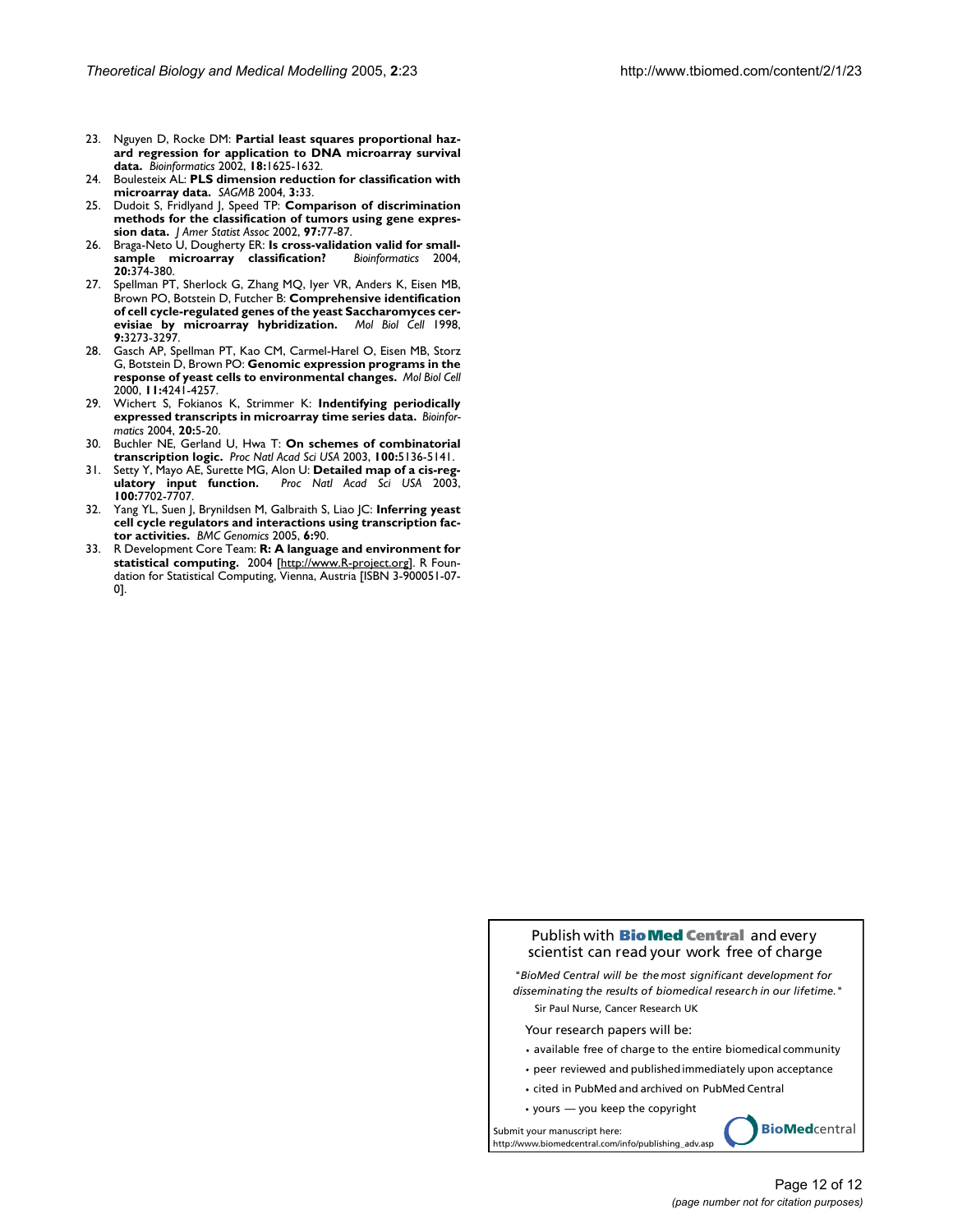23. Nguyen D, Rocke DM: **Partial least squares proportional hazard regression for application to DNA microarray survival data.** *Bioinformatics* 2002, **18:**1625-1632.
24. Boulesteix AL: **PLS dimension reduction for classification with microarray data.** *SAGMB* 2004, **3:**33.
25. Dudoit S, Fridlyand J, Speed TP: **Comparison of discrimination methods for the classification of tumors using gene expression data.** *J Amer Statist Assoc* 2002, **97:**77-87.
26. Braga-Neto U, Dougherty ER: **Is cross-validation valid for small-sample microarray classification?** *Bioinformatics* 2004, **20:**374-380.
27. Spellman PT, Sherlock G, Zhang MQ, Iyer VR, Anders K, Eisen MB, Brown PO, Botstein D, Futcher B: **Comprehensive identification of cell cycle-regulated genes of the yeast Saccharomyces cerevisiae by microarray hybridization.** *Mol Biol Cell* 1998, **9:**3273-3297.
28. Gasch AP, Spellman PT, Kao CM, Carmel-Harel O, Eisen MB, Storz G, Botstein D, Brown PO: **Genomic expression programs in the response of yeast cells to environmental changes.** *Mol Biol Cell* 2000, **11:**4241-4257.
29. Wichert S, Fokianos K, Strimmer K: **Indentifying periodically expressed transcripts in microarray time series data.** *Bioinformatics* 2004, **20:**5-20.
30. Buchler NE, Gerland U, Hwa T: **On schemes of combinatorial transcription logic.** *Proc Natl Acad Sci USA* 2003, **100:**5136-5141.
31. Setty Y, Mayo AE, Surette MG, Alon U: **Detailed map of a cis-regulatory input function.** *Proc Natl Acad Sci USA* 2003, **100:**7702-7707.
32. Yang YL, Suen J, Brynildsen M, Galbraith S, Liao JC: **Inferring yeast cell cycle regulators and interactions using transcription factor activities.** *BMC Genomics* 2005, **6:**90.
33. R Development Core Team: **R: A language and environment for statistical computing.** 2004 [http://www.R-project.org]. R Foundation for Statistical Computing, Vienna, Austria [ISBN 3-900051-07-0].

Publish with **BioMed Central** and every scientist can read your work free of charge

*"BioMed Central will be the most significant development for disseminating the results of biomedical research in our lifetime."*

Sir Paul Nurse, Cancer Research UK

Your research papers will be:

- available free of charge to the entire biomedical community
- peer reviewed and published immediately upon acceptance
- cited in PubMed and archived on PubMed Central
- yours — you keep the copyright

Submit your manuscript here:
http://www.biomedcentral.com/info/publishing_adv.asp

**BioMed**central